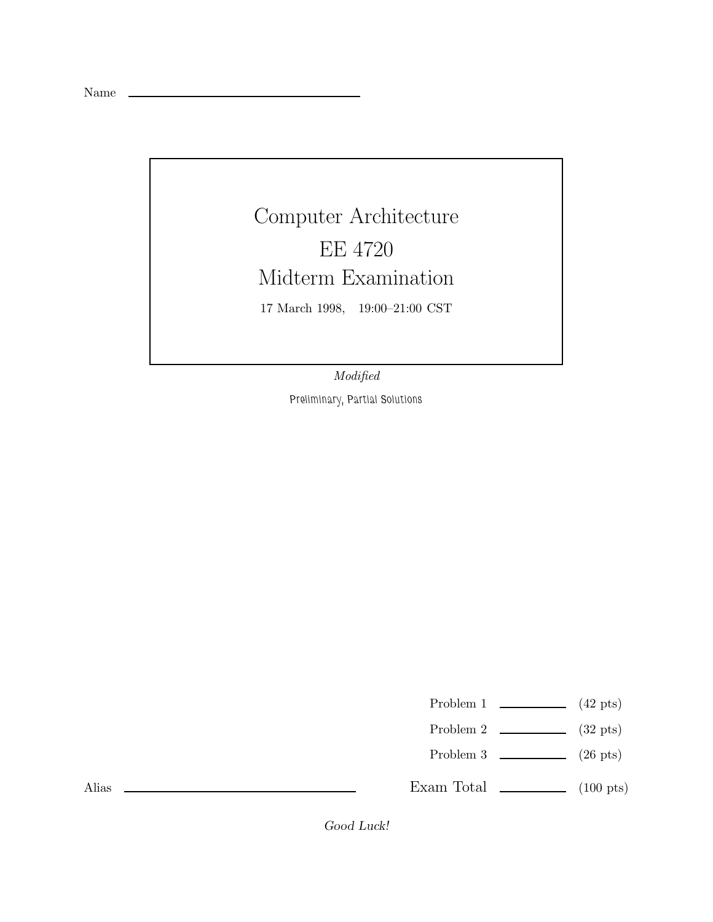Name ______________________________

# Computer Architecture
# EE 4720
# Midterm Examination

17 March 1998, 19:00–21:00 CST

*Modified*

Preliminary, Partial Solutions

| | | |
|---|---|---|
| Problem 1 | ________ | (42 pts) |
| Problem 2 | ________ | (32 pts) |
| Problem 3 | ________ | (26 pts) |
| Exam Total | ________ | (100 pts) |

Alias ______________________________

*Good Luck!*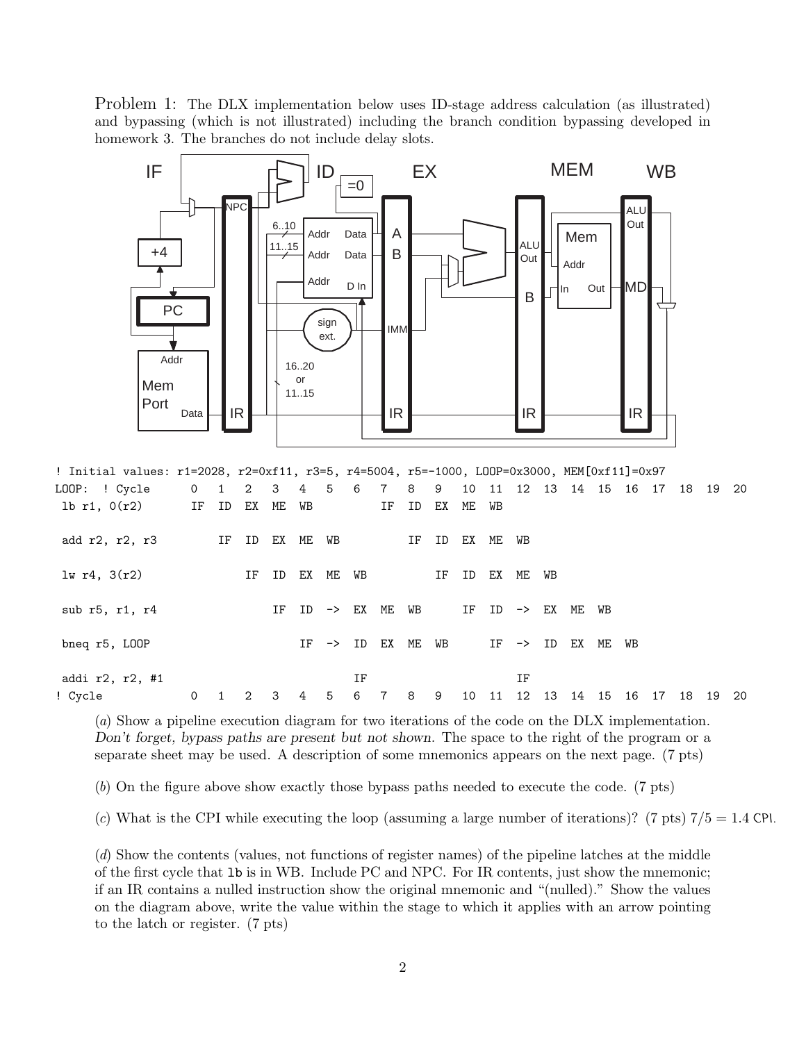Problem 1: The DLX implementation below uses ID-stage address calculation (as illustrated) and bypassing (which is not illustrated) including the branch condition bypassing developed in homework 3. The branches do not include delay slots.

```
! Initial values: r1=2028, r2=0xf11, r3=5, r4=5004, r5=-1000, LOOP=0x3000, MEM[0xf11]=0x97
LOOP: ! Cycle      0   1   2   3   4   5   6   7   8   9   10  11  12  13  14  15  16  17  18  19  20
 lb r1, 0(r2)      IF  ID  EX  ME  WB          IF  ID  EX  ME  WB

 add r2, r2, r3        IF  ID  EX  ME  WB          IF  ID  EX  ME  WB

 lw r4, 3(r2)              IF  ID  EX  ME  WB          IF  ID  EX  ME  WB

 sub r5, r1, r4                IF  ID  ->  EX  ME  WB      IF  ID  ->  EX  ME  WB

 bneq r5, LOOP                     IF  ->  ID  EX  ME  WB      IF  ->  ID  EX  ME  WB

 addi r2, r2, #1                           IF                      IF
! Cycle            0   1   2   3   4   5   6   7   8   9   10  11  12  13  14  15  16  17  18  19  20
```

(*a*) Show a pipeline execution diagram for two iterations of the code on the DLX implementation. *Don't forget, bypass paths are present but not shown.* The space to the right of the program or a separate sheet may be used. A description of some mnemonics appears on the next page. (7 pts)

(*b*) On the figure above show exactly those bypass paths needed to execute the code. (7 pts)

(*c*) What is the CPI while executing the loop (assuming a large number of iterations)? (7 pts) $7/5 = 1.4$ CPI.

(*d*) Show the contents (values, not functions of register names) of the pipeline latches at the middle of the first cycle that `lb` is in WB. Include PC and NPC. For IR contents, just show the mnemonic; if an IR contains a nulled instruction show the original mnemonic and "(nulled)." Show the values on the diagram above, write the value within the stage to which it applies with an arrow pointing to the latch or register. (7 pts)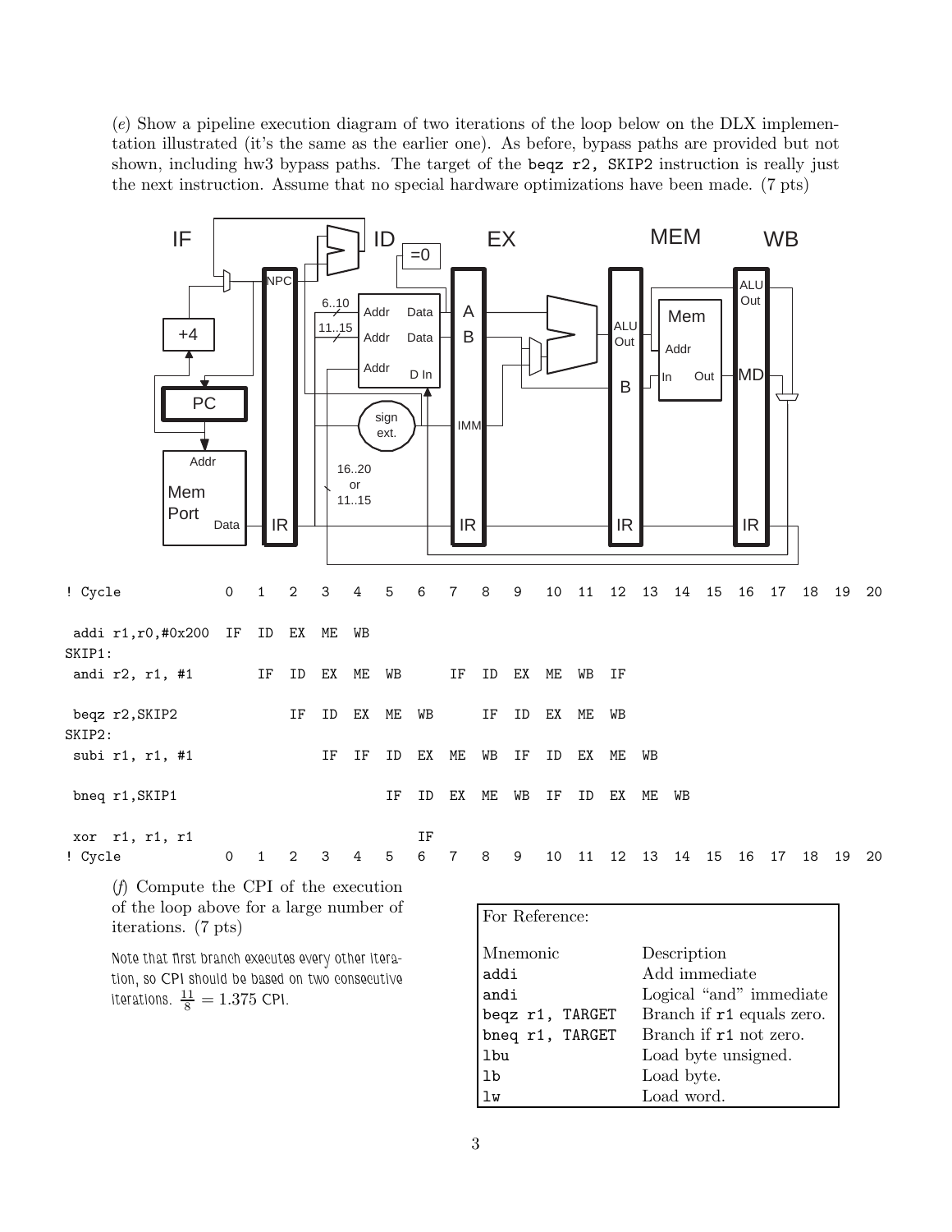(*e*) Show a pipeline execution diagram of two iterations of the loop below on the DLX implementation illustrated (it's the same as the earlier one). As before, bypass paths are provided but not shown, including hw3 bypass paths. The target of the `beqz r2, SKIP2` instruction is really just the next instruction. Assume that no special hardware optimizations have been made. (7 pts)

IF
ID
EX
MEM
WB
=0
NPC
+4
PC
Addr
Mem
Port
Data
IR
6..10
11..15
Addr
Addr
Addr
Data
Data
D In
sign
ext.
16..20
or
11..15
A
B
IMM
IR
ALU
Out
B
IR
Mem
Addr
In
Out
ALU
Out
MD
IR

```
! Cycle             0   1   2   3   4   5   6   7   8   9   10  11  12  13  14  15  16  17  18  19  20

 addi r1,r0,#0x200  IF  ID  EX  ME  WB
SKIP1:
 andi r2, r1, #1        IF  ID  EX  ME  WB      IF  ID  EX  ME  WB  IF

 beqz r2,SKIP2              IF  ID  EX  ME  WB      IF  ID  EX  ME  WB
SKIP2:
 subi r1, r1, #1                IF  IF  ID  EX  ME  WB  IF  ID  EX  ME  WB

 bneq r1,SKIP1                          IF  ID  EX  ME  WB  IF  ID  EX  ME  WB

 xor  r1, r1, r1                            IF
! Cycle             0   1   2   3   4   5   6   7   8   9   10  11  12  13  14  15  16  17  18  19  20
```

(*f*) Compute the CPI of the execution of the loop above for a large number of iterations. (7 pts)

Note that first branch executes every other iteration, so CPI should be based on two consecutive iterations. $\frac{11}{8} = 1.375$ CPI.

For Reference:

| Mnemonic | Description |
|---|---|
| `addi` | Add immediate |
| `andi` | Logical "and" immediate |
| `beqz r1, TARGET` | Branch if `r1` equals zero. |
| `bneq r1, TARGET` | Branch if `r1` not zero. |
| `lbu` | Load byte unsigned. |
| `lb` | Load byte. |
| `lw` | Load word. |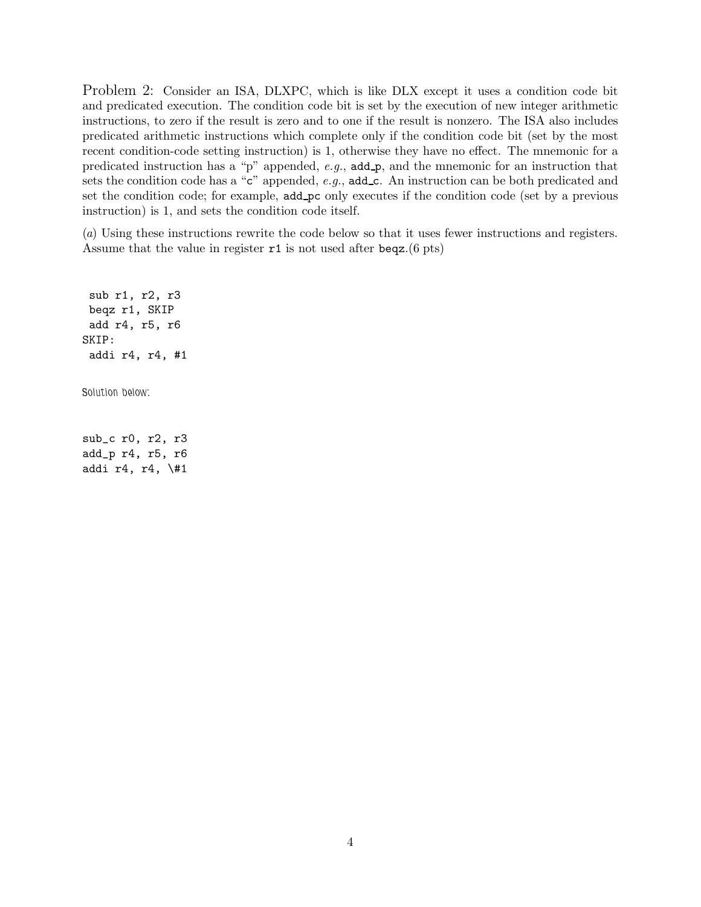Problem 2: Consider an ISA, DLXPC, which is like DLX except it uses a condition code bit and predicated execution. The condition code bit is set by the execution of new integer arithmetic instructions, to zero if the result is zero and to one if the result is nonzero. The ISA also includes predicated arithmetic instructions which complete only if the condition code bit (set by the most recent condition-code setting instruction) is 1, otherwise they have no effect. The mnemonic for a predicated instruction has a "p" appended, *e.g.*, `add_p`, and the mnemonic for an instruction that sets the condition code has a "c" appended, *e.g.*, `add_c`. An instruction can be both predicated and set the condition code; for example, `add_pc` only executes if the condition code (set by a previous instruction) is 1, and sets the condition code itself.

(*a*) Using these instructions rewrite the code below so that it uses fewer instructions and registers. Assume that the value in register `r1` is not used after `beqz`.(6 pts)

```
 sub r1, r2, r3
 beqz r1, SKIP
 add r4, r5, r6
SKIP:
 addi r4, r4, #1
```

Solution below:

```
sub_c r0, r2, r3
add_p r4, r5, r6
addi r4, r4, \#1
```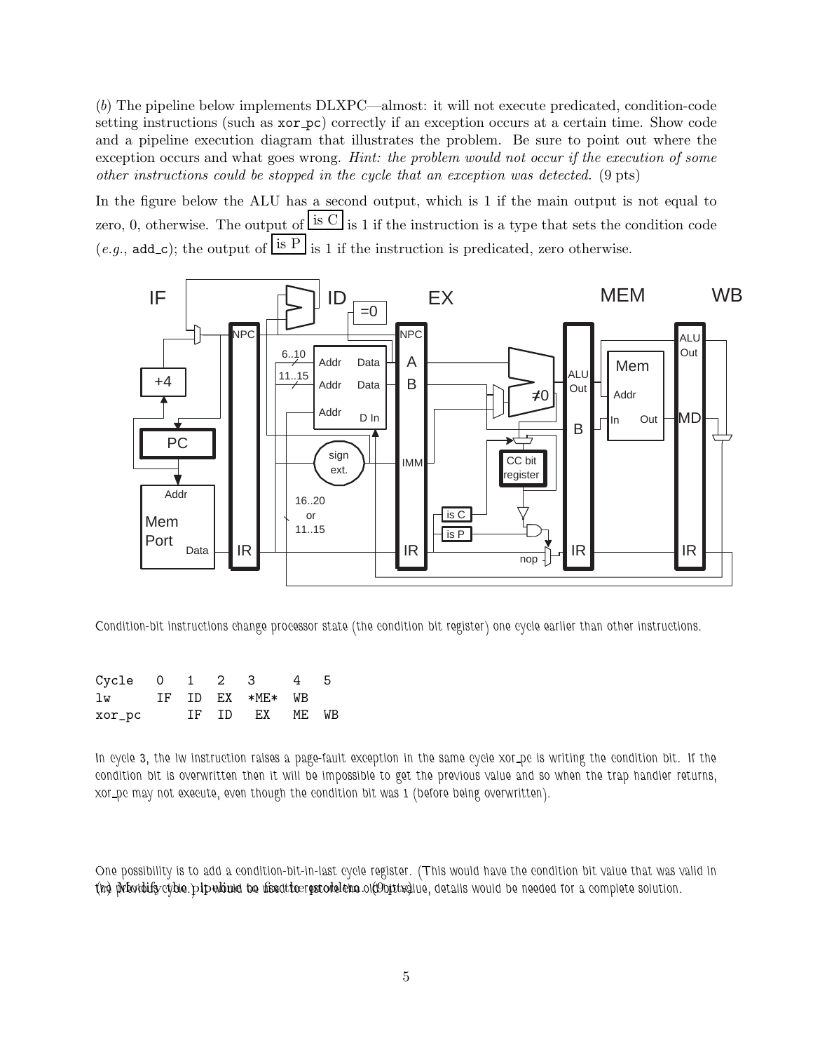(*b*) The pipeline below implements DLXPC—almost: it will not execute predicated, condition-code setting instructions (such as xor_pc) correctly if an exception occurs at a certain time. Show code and a pipeline execution diagram that illustrates the problem. Be sure to point out where the exception occurs and what goes wrong. *Hint: the problem would not occur if the execution of some other instructions could be stopped in the cycle that an exception was detected.* (9 pts)

In the figure below the ALU has a second output, which is 1 if the main output is not equal to zero, 0, otherwise. The output of is C is 1 if the instruction is a type that sets the condition code (*e.g.*, add_c); the output of is P is 1 if the instruction is predicated, zero otherwise.

IF
ID
EX
MEM
WB
NPC
=0
NPC
ALU Out
6..10
11..15
Addr
Data
Addr
Data
Addr
D In
A
B
Mem
+4
ALU Out
≠0
Addr
PC
B
In
Out
MD
sign ext.
IMM
CC bit register
Addr
16..20 or 11..15
Mem Port
Data
is C
is P
IR
IR
nop
IR
IR

Condition-bit instructions change processor state (the condition bit register) one cycle earlier than other instructions.

```
Cycle   0   1   2   3     4   5
lw      IF  ID  EX  *ME*  WB
xor_pc      IF  ID   EX   ME  WB
```

In cycle 3, the lw instruction raises a page-fault exception in the same cycle xor_pc is writing the condition bit. If the condition bit is overwritten then it will be impossible to get the previous value and so when the trap handler returns, xor_pc may not execute, even though the condition bit was 1 (before being overwritten).

One possibility is to add a condition-bit-in-last cycle register. (This would have the condition bit value that was valid in the previous cycle.) It would be used to restore the old value, details would be needed for a complete solution.

(*c*) Modify the pipeline to fix the problem. (9 pts)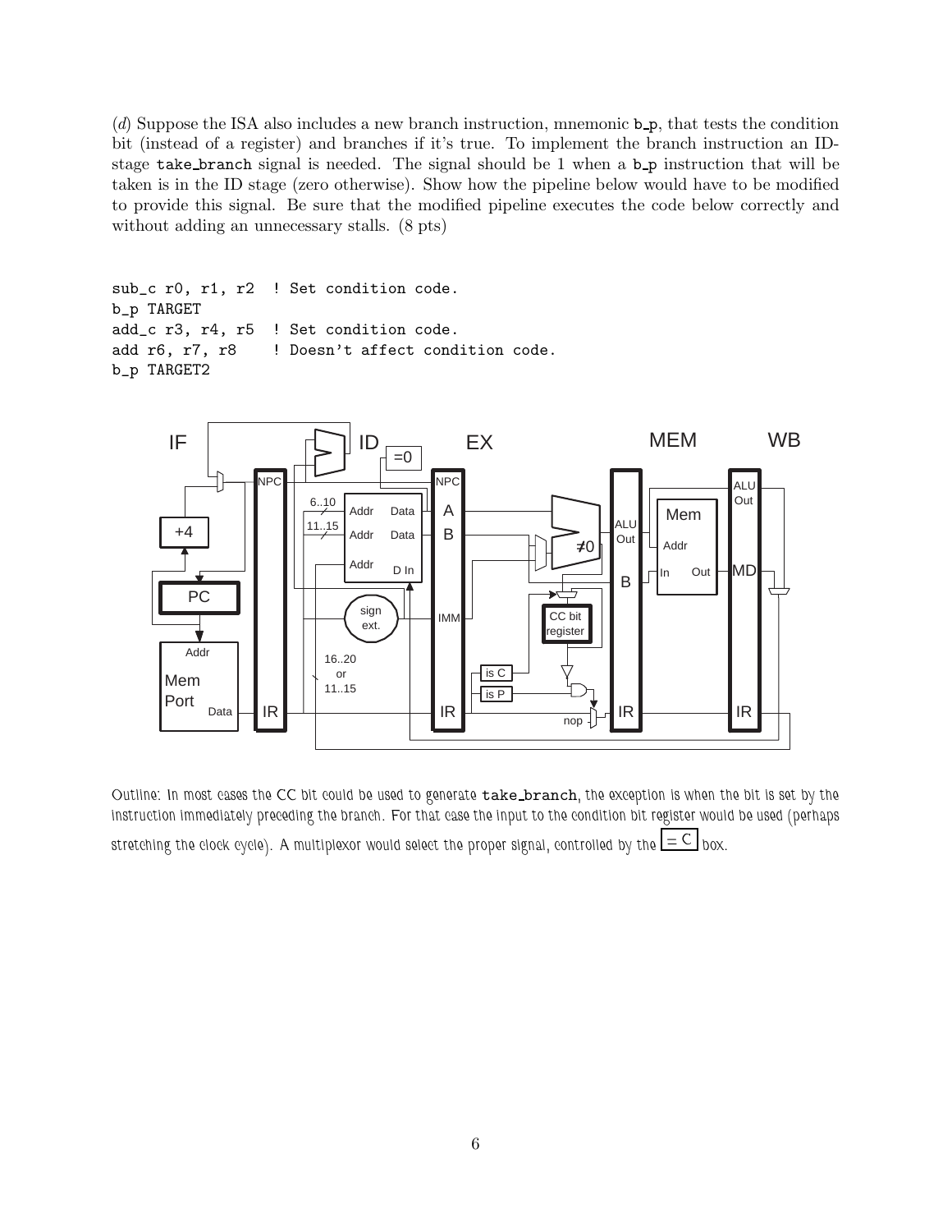(*d*) Suppose the ISA also includes a new branch instruction, mnemonic b_p, that tests the condition bit (instead of a register) and branches if it's true. To implement the branch instruction an ID-stage take_branch signal is needed. The signal should be 1 when a b_p instruction that will be taken is in the ID stage (zero otherwise). Show how the pipeline below would have to be modified to provide this signal. Be sure that the modified pipeline executes the code below correctly and without adding an unnecessary stalls. (8 pts)

```
sub_c r0, r1, r2  ! Set condition code.
b_p TARGET
add_c r3, r4, r5  ! Set condition code.
add r6, r7, r8    ! Doesn't affect condition code.
b_p TARGET2
```

IF
ID
EX
MEM
WB
=0
NPC
NPC
6..10
11..15
Addr
Data
Addr
Data
Addr
D In
A
B
+4
PC
sign ext.
IMM
≠0
ALU Out
Mem
Addr
In
Out
ALU Out
MD
B
CC bit register
is C
is P
nop
Addr
Mem Port
Data
IR
16..20 or 11..15
IR
IR
IR

Outline: In most cases the CC bit could be used to generate take_branch, the exception is when the bit is set by the instruction immediately preceding the branch. For that case the input to the condition bit register would be used (perhaps stretching the clock cycle). A multiplexor would select the proper signal, controlled by the $\boxed{= C}$ box.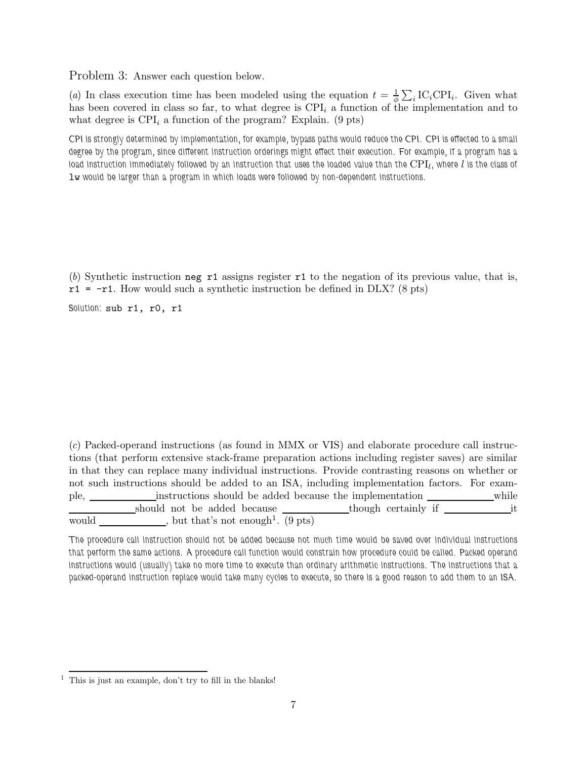Problem 3: Answer each question below.

(*a*) In class execution time has been modeled using the equation $t = \frac{1}{\phi}\sum_i \mathrm{IC}_i\mathrm{CPI}_i$. Given what has been covered in class so far, to what degree is $\mathrm{CPI}_i$ a function of the implementation and to what degree is $\mathrm{CPI}_i$ a function of the program? Explain. (9 pts)

CPI is strongly determined by implementation, for example, bypass paths would reduce the CPI. CPI is effected to a small degree by the program, since different instruction orderings might effect their execution. For example, if a program has a load instruction immediately followed by an instruction that uses the loaded value than the $\mathrm{CPI}_l$, where $l$ is the class of `lw` would be larger than a program in which loads were followed by non-dependent instructions.

(*b*) Synthetic instruction `neg r1` assigns register `r1` to the negation of its previous value, that is, `r1 = -r1`. How would such a synthetic instruction be defined in DLX? (8 pts)

Solution: `sub r1, r0, r1`

(*c*) Packed-operand instructions (as found in MMX or VIS) and elaborate procedure call instructions (that perform extensive stack-frame preparation actions including register saves) are similar in that they can replace many individual instructions. Provide contrasting reasons on whether or not such instructions should be added to an ISA, including implementation factors. For example, \_\_\_\_\_\_\_\_\_\_\_\_ instructions should be added because the implementation \_\_\_\_\_\_\_\_\_\_\_\_ while \_\_\_\_\_\_\_\_\_\_\_\_ should not be added because \_\_\_\_\_\_\_\_\_\_\_\_ though certainly if \_\_\_\_\_\_\_\_\_\_\_\_ it would \_\_\_\_\_\_\_\_\_\_\_\_, but that's not enough[1]. (9 pts)

The procedure call instruction should not be added because not much time would be saved over individual instructions that perform the same actions. A procedure call function would constrain how procedure could be called. Packed operand instructions would (usually) take no more time to execute than ordinary arithmetic instructions. The instructions that a packed-operand instruction replace would take many cycles to execute, so there is a good reason to add them to an ISA.

[1] This is just an example, don't try to fill in the blanks!